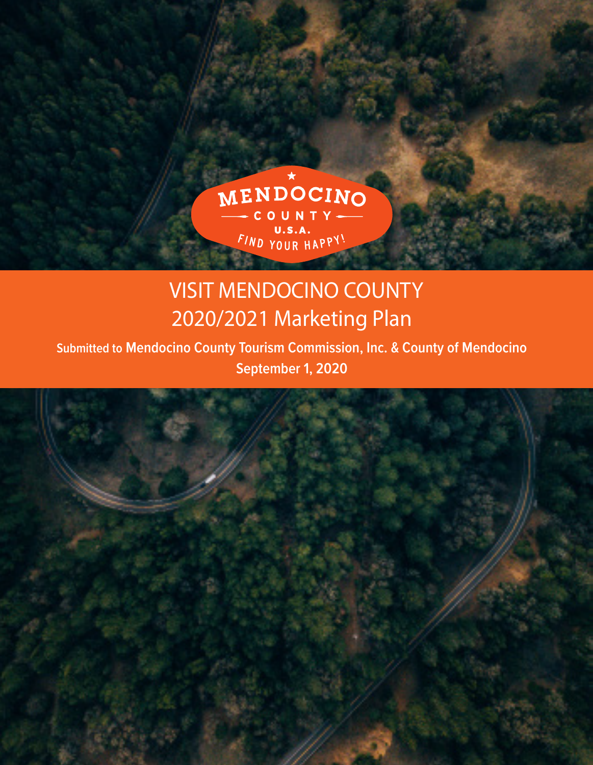MENDOCINO COUNTY U.S.A. FIND YOUR HAPPY!

# VISIT MENDOCINO COUNTY
## 2020/2021 Marketing Plan

**Submitted to Mendocino County Tourism Commission, Inc. & County of Mendocino**

**September 1, 2020**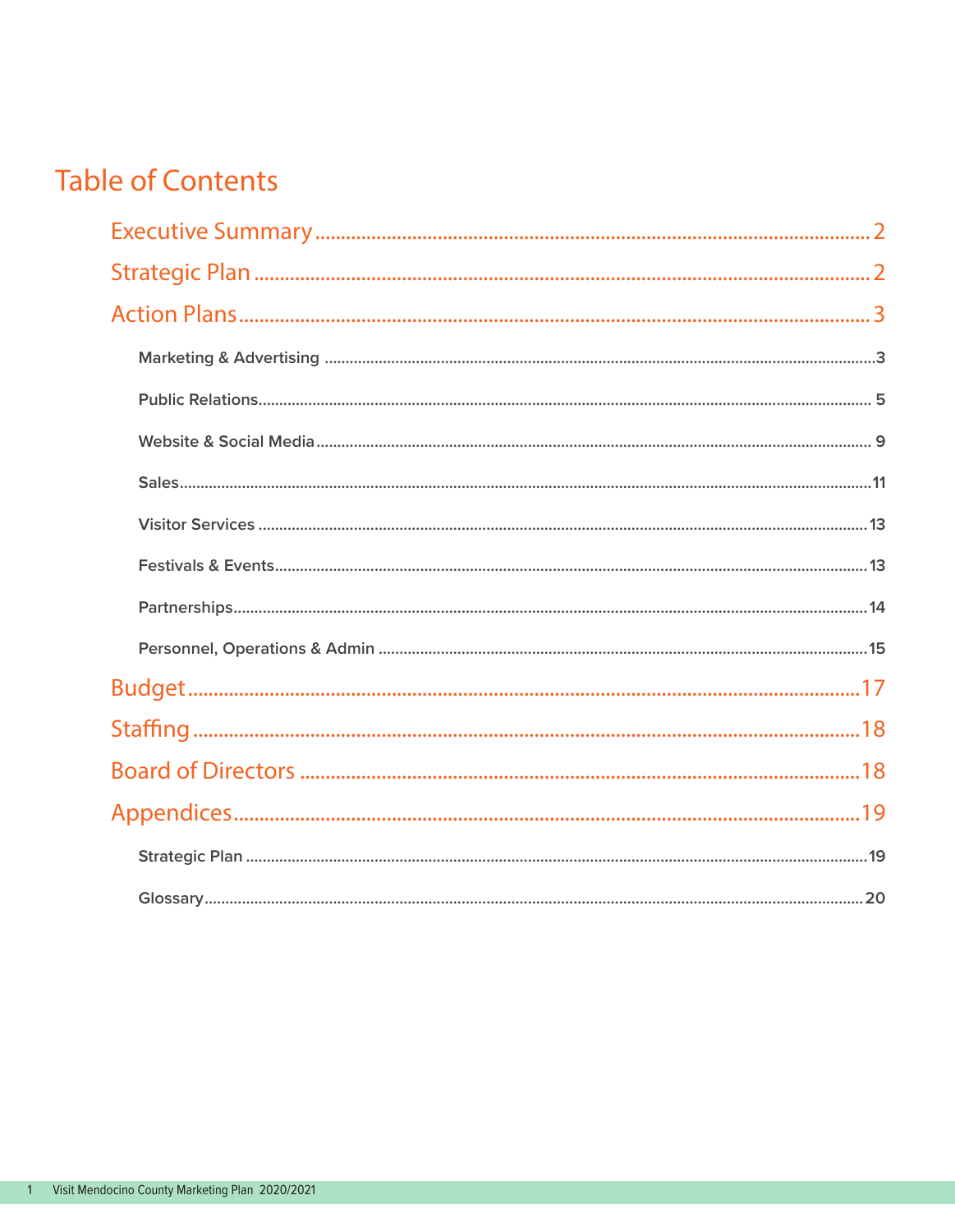# Table of Contents

## Executive Summary ........ 2

## Strategic Plan ........ 2

## Action Plans ........ 3

- **Marketing & Advertising** ........ 3
- **Public Relations** ........ 5
- **Website & Social Media** ........ 9
- **Sales** ........ 11
- **Visitor Services** ........ 13
- **Festivals & Events** ........ 13
- **Partnerships** ........ 14
- **Personnel, Operations & Admin** ........ 15

## Budget ........ 17

## Staffing ........ 18

## Board of Directors ........ 18

## Appendices ........ 19

- **Strategic Plan** ........ 19
- **Glossary** ........ 20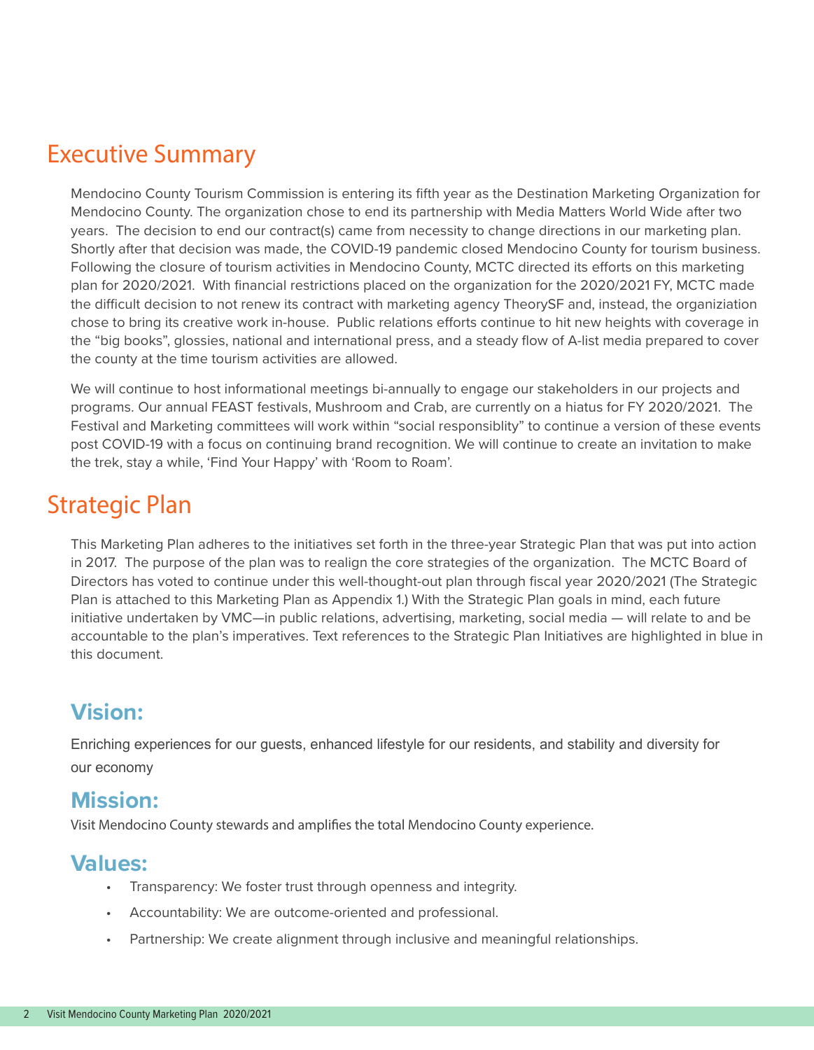# Executive Summary

Mendocino County Tourism Commission is entering its fifth year as the Destination Marketing Organization for Mendocino County. The organization chose to end its partnership with Media Matters World Wide after two years. The decision to end our contract(s) came from necessity to change directions in our marketing plan. Shortly after that decision was made, the COVID-19 pandemic closed Mendocino County for tourism business. Following the closure of tourism activities in Mendocino County, MCTC directed its efforts on this marketing plan for 2020/2021. With financial restrictions placed on the organization for the 2020/2021 FY, MCTC made the difficult decision to not renew its contract with marketing agency TheorySF and, instead, the organiziation chose to bring its creative work in-house. Public relations efforts continue to hit new heights with coverage in the "big books", glossies, national and international press, and a steady flow of A-list media prepared to cover the county at the time tourism activities are allowed.

We will continue to host informational meetings bi-annually to engage our stakeholders in our projects and programs. Our annual FEAST festivals, Mushroom and Crab, are currently on a hiatus for FY 2020/2021. The Festival and Marketing committees will work within "social responsiblity" to continue a version of these events post COVID-19 with a focus on continuing brand recognition. We will continue to create an invitation to make the trek, stay a while, 'Find Your Happy' with 'Room to Roam'.

# Strategic Plan

This Marketing Plan adheres to the initiatives set forth in the three-year Strategic Plan that was put into action in 2017. The purpose of the plan was to realign the core strategies of the organization. The MCTC Board of Directors has voted to continue under this well-thought-out plan through fiscal year 2020/2021 (The Strategic Plan is attached to this Marketing Plan as Appendix 1.) With the Strategic Plan goals in mind, each future initiative undertaken by VMC—in public relations, advertising, marketing, social media — will relate to and be accountable to the plan's imperatives. Text references to the Strategic Plan Initiatives are highlighted in blue in this document.

## Vision:

Enriching experiences for our guests, enhanced lifestyle for our residents, and stability and diversity for our economy

## Mission:

Visit Mendocino County stewards and amplifies the total Mendocino County experience.

## Values:

- Transparency: We foster trust through openness and integrity.
- Accountability: We are outcome-oriented and professional.
- Partnership: We create alignment through inclusive and meaningful relationships.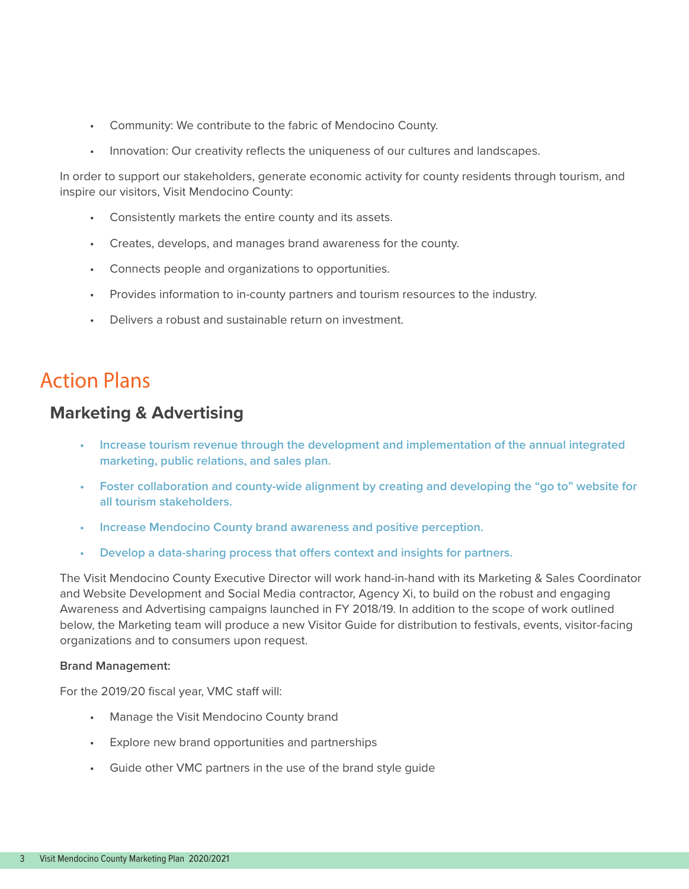- Community: We contribute to the fabric of Mendocino County.
- Innovation: Our creativity reflects the uniqueness of our cultures and landscapes.

In order to support our stakeholders, generate economic activity for county residents through tourism, and inspire our visitors, Visit Mendocino County:

- Consistently markets the entire county and its assets.
- Creates, develops, and manages brand awareness for the county.
- Connects people and organizations to opportunities.
- Provides information to in-county partners and tourism resources to the industry.
- Delivers a robust and sustainable return on investment.

# Action Plans

## Marketing & Advertising

- **Increase tourism revenue through the development and implementation of the annual integrated marketing, public relations, and sales plan.**
- **Foster collaboration and county-wide alignment by creating and developing the "go to" website for all tourism stakeholders.**
- **Increase Mendocino County brand awareness and positive perception.**
- **Develop a data-sharing process that offers context and insights for partners.**

The Visit Mendocino County Executive Director will work hand-in-hand with its Marketing & Sales Coordinator and Website Development and Social Media contractor, Agency Xi, to build on the robust and engaging Awareness and Advertising campaigns launched in FY 2018/19. In addition to the scope of work outlined below, the Marketing team will produce a new Visitor Guide for distribution to festivals, events, visitor-facing organizations and to consumers upon request.

**Brand Management:**

For the 2019/20 fiscal year, VMC staff will:

- Manage the Visit Mendocino County brand
- Explore new brand opportunities and partnerships
- Guide other VMC partners in the use of the brand style guide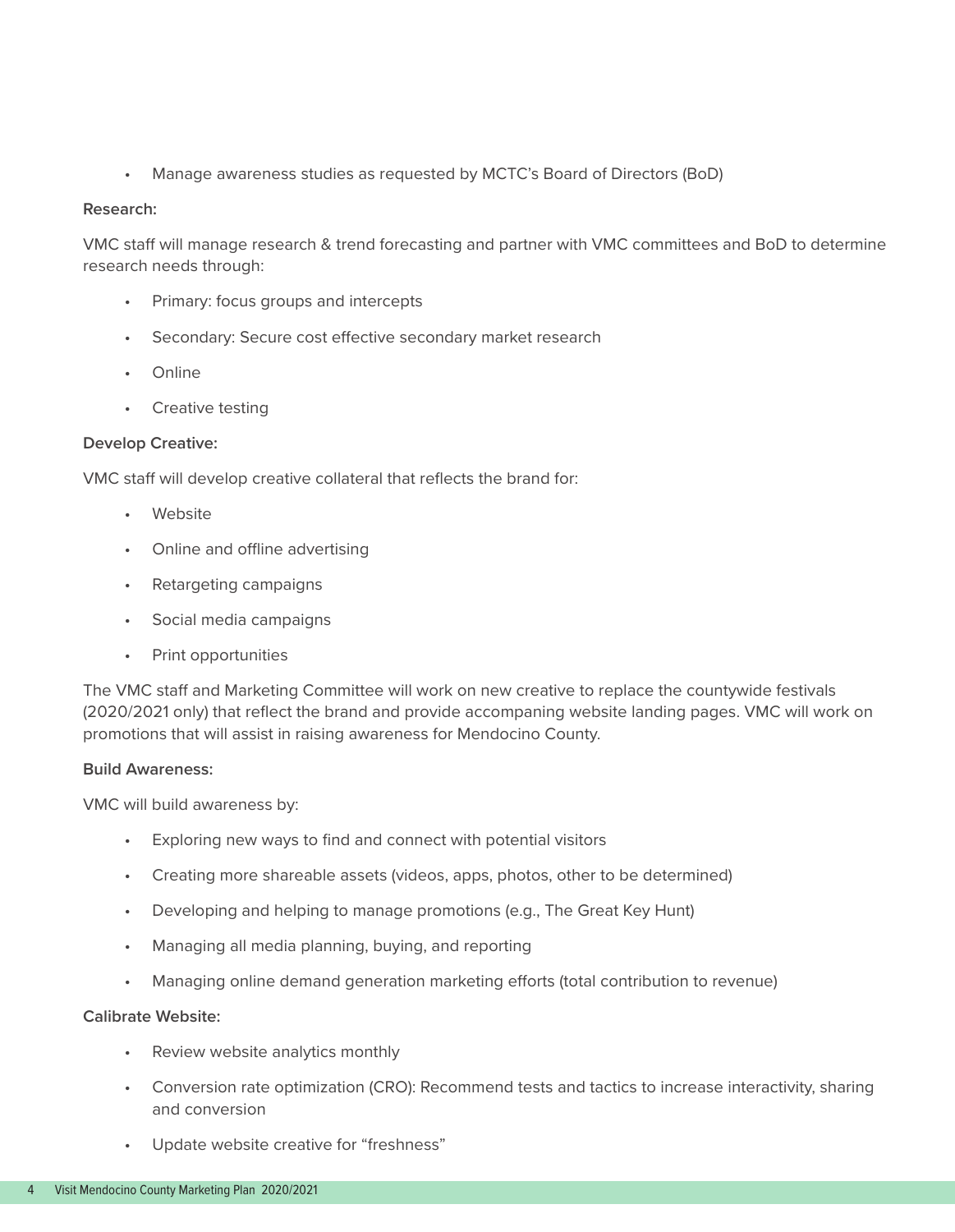- Manage awareness studies as requested by MCTC's Board of Directors (BoD)

**Research:**

VMC staff will manage research & trend forecasting and partner with VMC committees and BoD to determine research needs through:

- Primary: focus groups and intercepts
- Secondary: Secure cost effective secondary market research
- Online
- Creative testing

**Develop Creative:**

VMC staff will develop creative collateral that reflects the brand for:

- Website
- Online and offline advertising
- Retargeting campaigns
- Social media campaigns
- Print opportunities

The VMC staff and Marketing Committee will work on new creative to replace the countywide festivals (2020/2021 only) that reflect the brand and provide accompaning website landing pages. VMC will work on promotions that will assist in raising awareness for Mendocino County.

**Build Awareness:**

VMC will build awareness by:

- Exploring new ways to find and connect with potential visitors
- Creating more shareable assets (videos, apps, photos, other to be determined)
- Developing and helping to manage promotions (e.g., The Great Key Hunt)
- Managing all media planning, buying, and reporting
- Managing online demand generation marketing efforts (total contribution to revenue)

**Calibrate Website:**

- Review website analytics monthly
- Conversion rate optimization (CRO): Recommend tests and tactics to increase interactivity, sharing and conversion
- Update website creative for "freshness"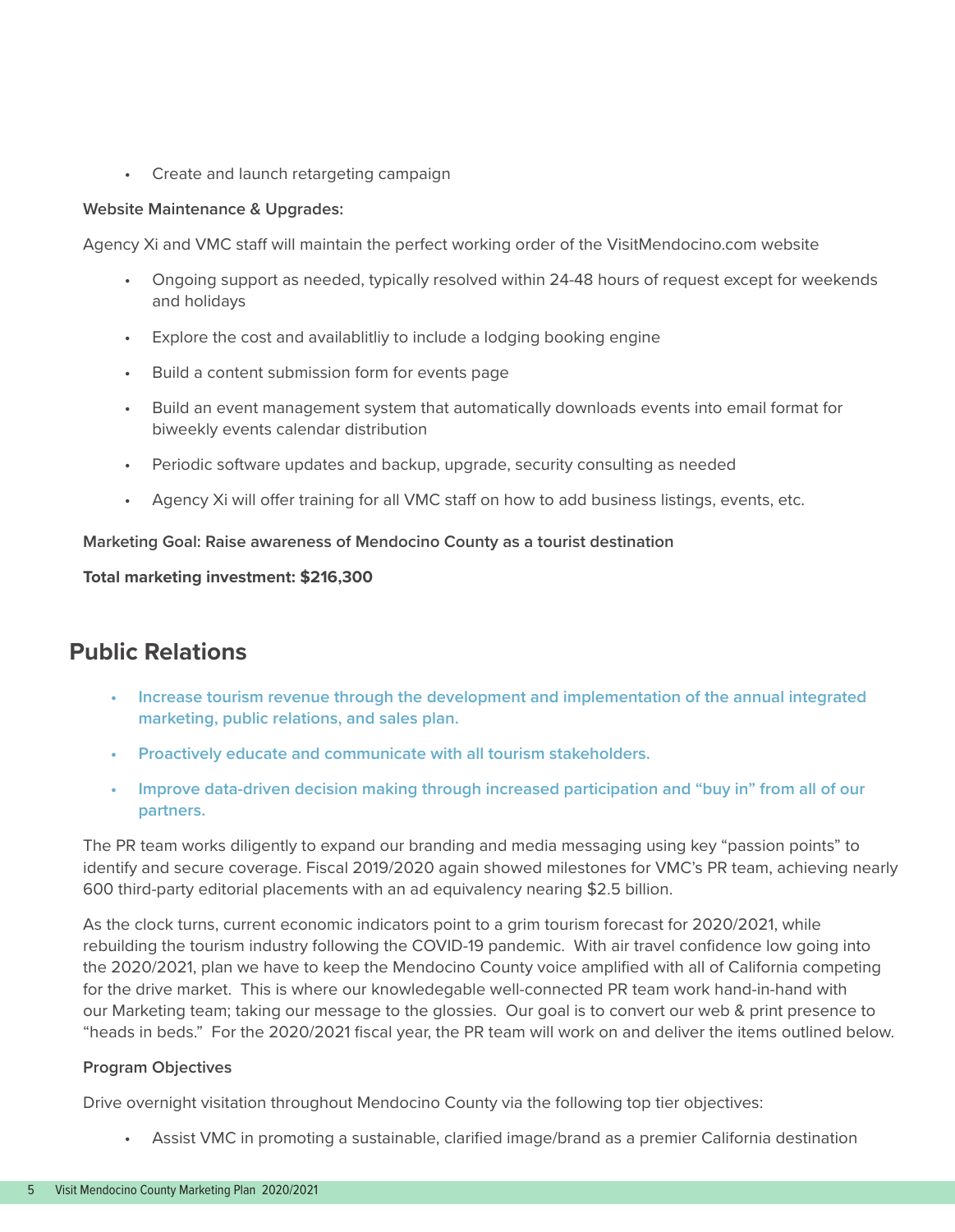- Create and launch retargeting campaign

**Website Maintenance & Upgrades:**

Agency Xi and VMC staff will maintain the perfect working order of the VisitMendocino.com website

- Ongoing support as needed, typically resolved within 24-48 hours of request except for weekends and holidays
- Explore the cost and availablitliy to include a lodging booking engine
- Build a content submission form for events page
- Build an event management system that automatically downloads events into email format for biweekly events calendar distribution
- Periodic software updates and backup, upgrade, security consulting as needed
- Agency Xi will offer training for all VMC staff on how to add business listings, events, etc.

**Marketing Goal: Raise awareness of Mendocino County as a tourist destination**

**Total marketing investment: $216,300**

## Public Relations

- **Increase tourism revenue through the development and implementation of the annual integrated marketing, public relations, and sales plan.**
- **Proactively educate and communicate with all tourism stakeholders.**
- **Improve data-driven decision making through increased participation and "buy in" from all of our partners.**

The PR team works diligently to expand our branding and media messaging using key "passion points" to identify and secure coverage. Fiscal 2019/2020 again showed milestones for VMC's PR team, achieving nearly 600 third-party editorial placements with an ad equivalency nearing $2.5 billion.

As the clock turns, current economic indicators point to a grim tourism forecast for 2020/2021, while rebuilding the tourism industry following the COVID-19 pandemic. With air travel confidence low going into the 2020/2021, plan we have to keep the Mendocino County voice amplified with all of California competing for the drive market. This is where our knowledegable well-connected PR team work hand-in-hand with our Marketing team; taking our message to the glossies. Our goal is to convert our web & print presence to "heads in beds." For the 2020/2021 fiscal year, the PR team will work on and deliver the items outlined below.

**Program Objectives**

Drive overnight visitation throughout Mendocino County via the following top tier objectives:

- Assist VMC in promoting a sustainable, clarified image/brand as a premier California destination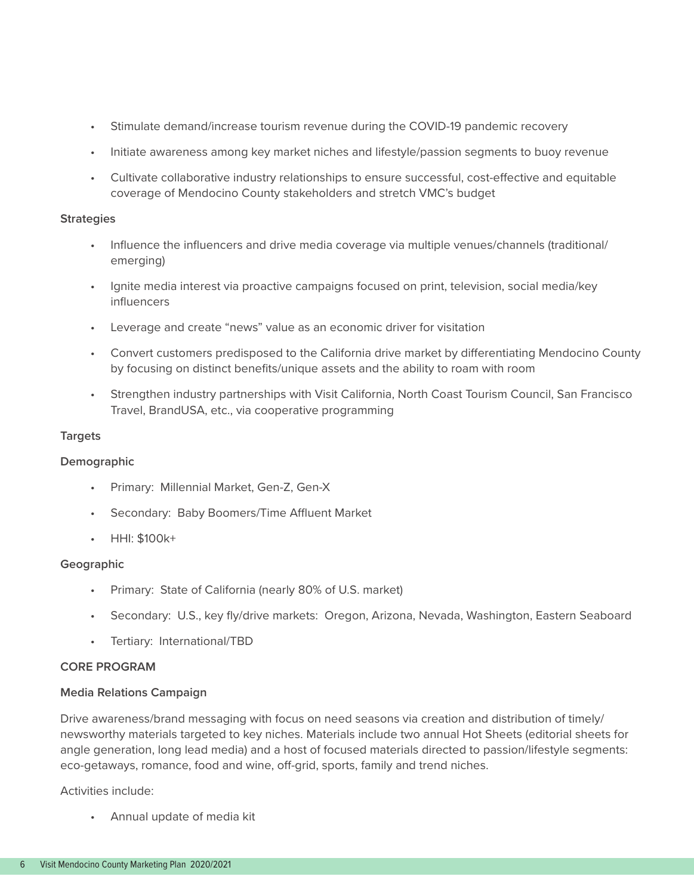- Stimulate demand/increase tourism revenue during the COVID-19 pandemic recovery
- Initiate awareness among key market niches and lifestyle/passion segments to buoy revenue
- Cultivate collaborative industry relationships to ensure successful, cost-effective and equitable coverage of Mendocino County stakeholders and stretch VMC's budget

**Strategies**

- Influence the influencers and drive media coverage via multiple venues/channels (traditional/emerging)
- Ignite media interest via proactive campaigns focused on print, television, social media/key influencers
- Leverage and create "news" value as an economic driver for visitation
- Convert customers predisposed to the California drive market by differentiating Mendocino County by focusing on distinct benefits/unique assets and the ability to roam with room
- Strengthen industry partnerships with Visit California, North Coast Tourism Council, San Francisco Travel, BrandUSA, etc., via cooperative programming

**Targets**

**Demographic**

- Primary: Millennial Market, Gen-Z, Gen-X
- Secondary: Baby Boomers/Time Affluent Market
- HHI: $100k+

**Geographic**

- Primary: State of California (nearly 80% of U.S. market)
- Secondary: U.S., key fly/drive markets: Oregon, Arizona, Nevada, Washington, Eastern Seaboard
- Tertiary: International/TBD

**CORE PROGRAM**

**Media Relations Campaign**

Drive awareness/brand messaging with focus on need seasons via creation and distribution of timely/newsworthy materials targeted to key niches. Materials include two annual Hot Sheets (editorial sheets for angle generation, long lead media) and a host of focused materials directed to passion/lifestyle segments: eco-getaways, romance, food and wine, off-grid, sports, family and trend niches.

Activities include:

- Annual update of media kit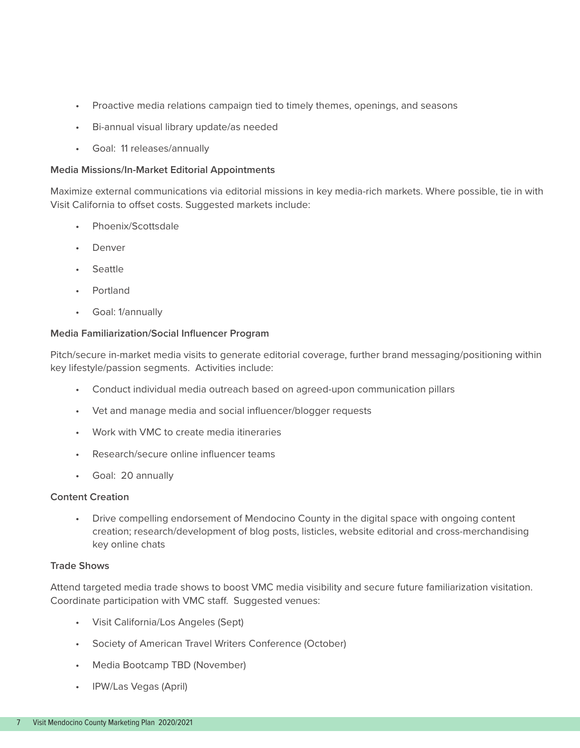- Proactive media relations campaign tied to timely themes, openings, and seasons
- Bi-annual visual library update/as needed
- Goal:  11 releases/annually

**Media Missions/In-Market Editorial Appointments**

Maximize external communications via editorial missions in key media-rich markets. Where possible, tie in with Visit California to offset costs. Suggested markets include:

- Phoenix/Scottsdale
- Denver
- Seattle
- Portland
- Goal: 1/annually

**Media Familiarization/Social Influencer Program**

Pitch/secure in-market media visits to generate editorial coverage, further brand messaging/positioning within key lifestyle/passion segments.  Activities include:

- Conduct individual media outreach based on agreed-upon communication pillars
- Vet and manage media and social influencer/blogger requests
- Work with VMC to create media itineraries
- Research/secure online influencer teams
- Goal:  20 annually

**Content Creation**

- Drive compelling endorsement of Mendocino County in the digital space with ongoing content creation; research/development of blog posts, listicles, website editorial and cross-merchandising key online chats

**Trade Shows**

Attend targeted media trade shows to boost VMC media visibility and secure future familiarization visitation. Coordinate participation with VMC staff.  Suggested venues:

- Visit California/Los Angeles (Sept)
- Society of American Travel Writers Conference (October)
- Media Bootcamp TBD (November)
- IPW/Las Vegas (April)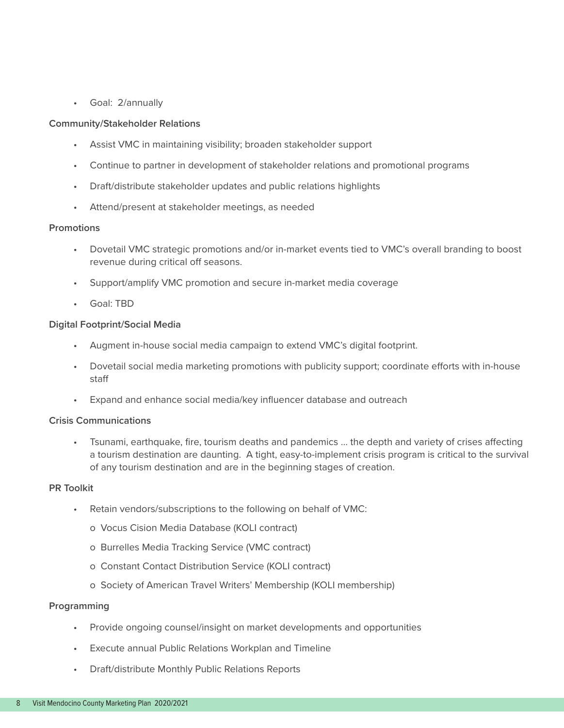- Goal: 2/annually

**Community/Stakeholder Relations**

- Assist VMC in maintaining visibility; broaden stakeholder support
- Continue to partner in development of stakeholder relations and promotional programs
- Draft/distribute stakeholder updates and public relations highlights
- Attend/present at stakeholder meetings, as needed

**Promotions**

- Dovetail VMC strategic promotions and/or in-market events tied to VMC's overall branding to boost revenue during critical off seasons.
- Support/amplify VMC promotion and secure in-market media coverage
- Goal: TBD

**Digital Footprint/Social Media**

- Augment in-house social media campaign to extend VMC's digital footprint.
- Dovetail social media marketing promotions with publicity support; coordinate efforts with in-house staff
- Expand and enhance social media/key influencer database and outreach

**Crisis Communications**

- Tsunami, earthquake, fire, tourism deaths and pandemics ... the depth and variety of crises affecting a tourism destination are daunting. A tight, easy-to-implement crisis program is critical to the survival of any tourism destination and are in the beginning stages of creation.

**PR Toolkit**

- Retain vendors/subscriptions to the following on behalf of VMC:
  - Vocus Cision Media Database (KOLI contract)
  - Burrelles Media Tracking Service (VMC contract)
  - Constant Contact Distribution Service (KOLI contract)
  - Society of American Travel Writers' Membership (KOLI membership)

**Programming**

- Provide ongoing counsel/insight on market developments and opportunities
- Execute annual Public Relations Workplan and Timeline
- Draft/distribute Monthly Public Relations Reports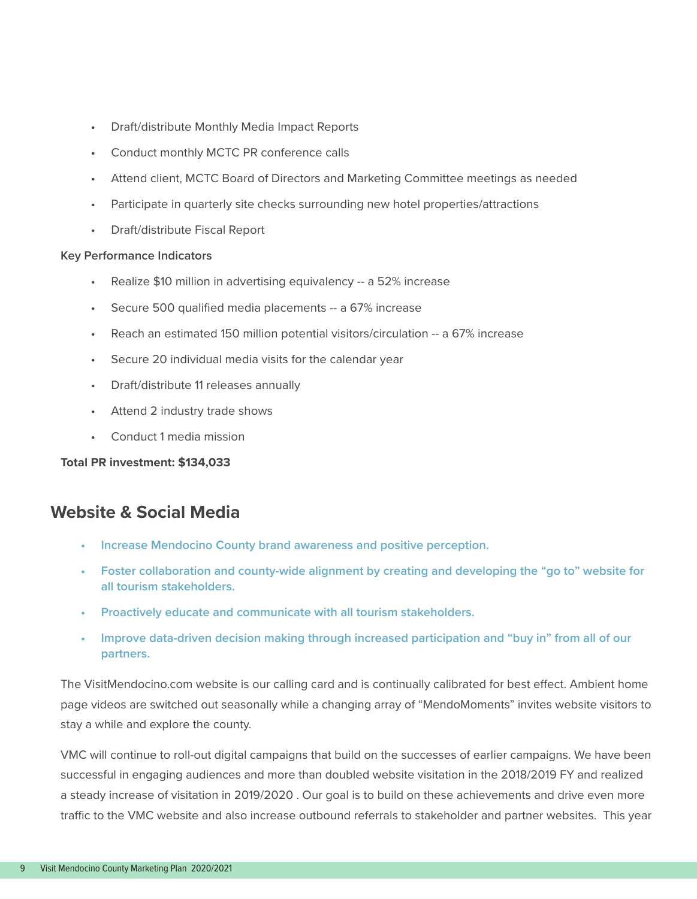- Draft/distribute Monthly Media Impact Reports
- Conduct monthly MCTC PR conference calls
- Attend client, MCTC Board of Directors and Marketing Committee meetings as needed
- Participate in quarterly site checks surrounding new hotel properties/attractions
- Draft/distribute Fiscal Report

**Key Performance Indicators**

- Realize $10 million in advertising equivalency -- a 52% increase
- Secure 500 qualified media placements -- a 67% increase
- Reach an estimated 150 million potential visitors/circulation -- a 67% increase
- Secure 20 individual media visits for the calendar year
- Draft/distribute 11 releases annually
- Attend 2 industry trade shows
- Conduct 1 media mission

**Total PR investment: $134,033**

## Website & Social Media

- **Increase Mendocino County brand awareness and positive perception.**
- **Foster collaboration and county-wide alignment by creating and developing the "go to" website for all tourism stakeholders.**
- **Proactively educate and communicate with all tourism stakeholders.**
- **Improve data-driven decision making through increased participation and "buy in" from all of our partners.**

The VisitMendocino.com website is our calling card and is continually calibrated for best effect. Ambient home page videos are switched out seasonally while a changing array of "MendoMoments" invites website visitors to stay a while and explore the county.

VMC will continue to roll-out digital campaigns that build on the successes of earlier campaigns. We have been successful in engaging audiences and more than doubled website visitation in the 2018/2019 FY and realized a steady increase of visitation in 2019/2020 . Our goal is to build on these achievements and drive even more traffic to the VMC website and also increase outbound referrals to stakeholder and partner websites. This year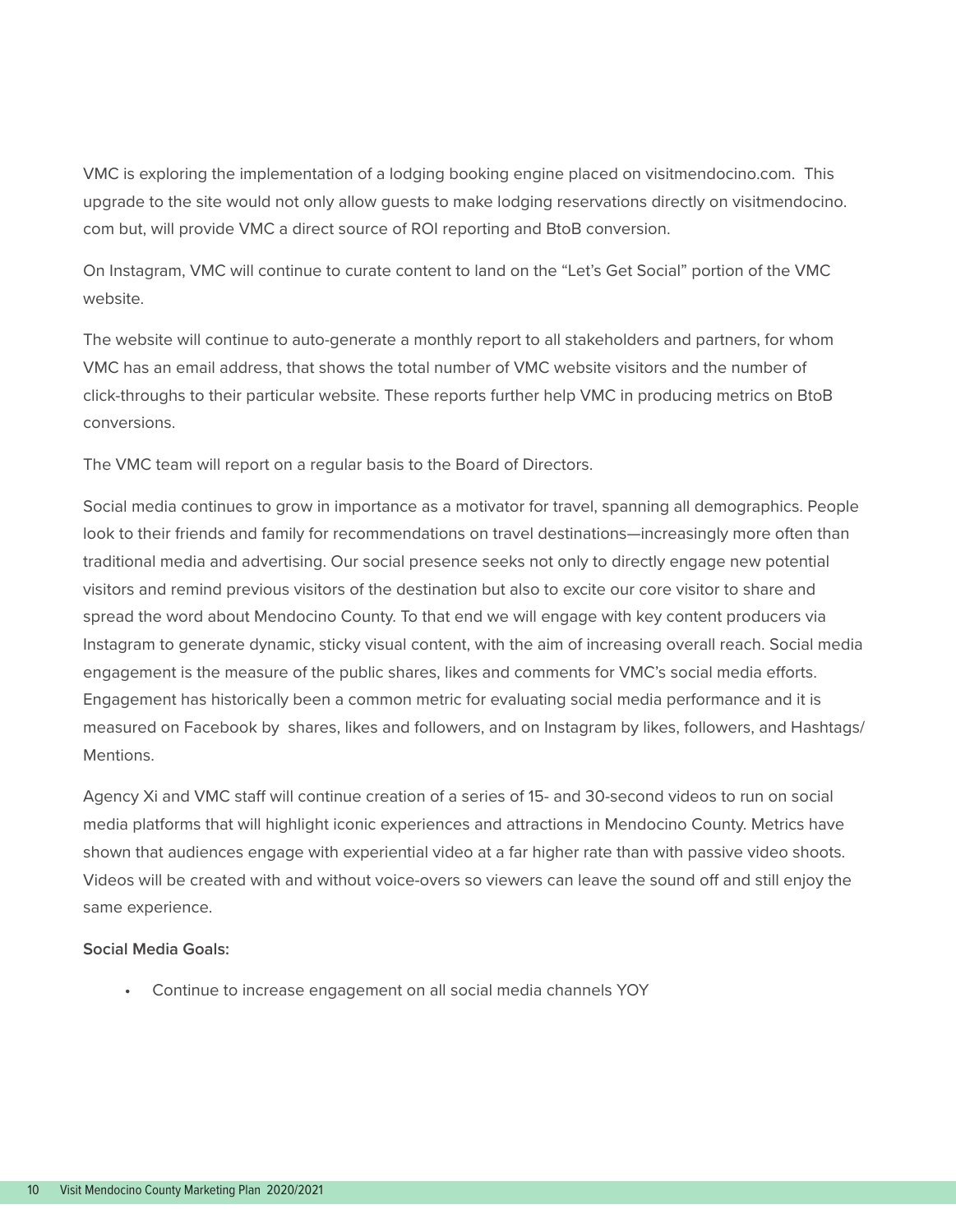VMC is exploring the implementation of a lodging booking engine placed on visitmendocino.com. This upgrade to the site would not only allow guests to make lodging reservations directly on visitmendocino.com but, will provide VMC a direct source of ROI reporting and BtoB conversion.

On Instagram, VMC will continue to curate content to land on the "Let's Get Social" portion of the VMC website.

The website will continue to auto-generate a monthly report to all stakeholders and partners, for whom VMC has an email address, that shows the total number of VMC website visitors and the number of click-throughs to their particular website. These reports further help VMC in producing metrics on BtoB conversions.

The VMC team will report on a regular basis to the Board of Directors.

Social media continues to grow in importance as a motivator for travel, spanning all demographics. People look to their friends and family for recommendations on travel destinations—increasingly more often than traditional media and advertising. Our social presence seeks not only to directly engage new potential visitors and remind previous visitors of the destination but also to excite our core visitor to share and spread the word about Mendocino County. To that end we will engage with key content producers via Instagram to generate dynamic, sticky visual content, with the aim of increasing overall reach. Social media engagement is the measure of the public shares, likes and comments for VMC's social media efforts. Engagement has historically been a common metric for evaluating social media performance and it is measured on Facebook by shares, likes and followers, and on Instagram by likes, followers, and Hashtags/Mentions.

Agency Xi and VMC staff will continue creation of a series of 15- and 30-second videos to run on social media platforms that will highlight iconic experiences and attractions in Mendocino County. Metrics have shown that audiences engage with experiential video at a far higher rate than with passive video shoots. Videos will be created with and without voice-overs so viewers can leave the sound off and still enjoy the same experience.

**Social Media Goals:**

- Continue to increase engagement on all social media channels YOY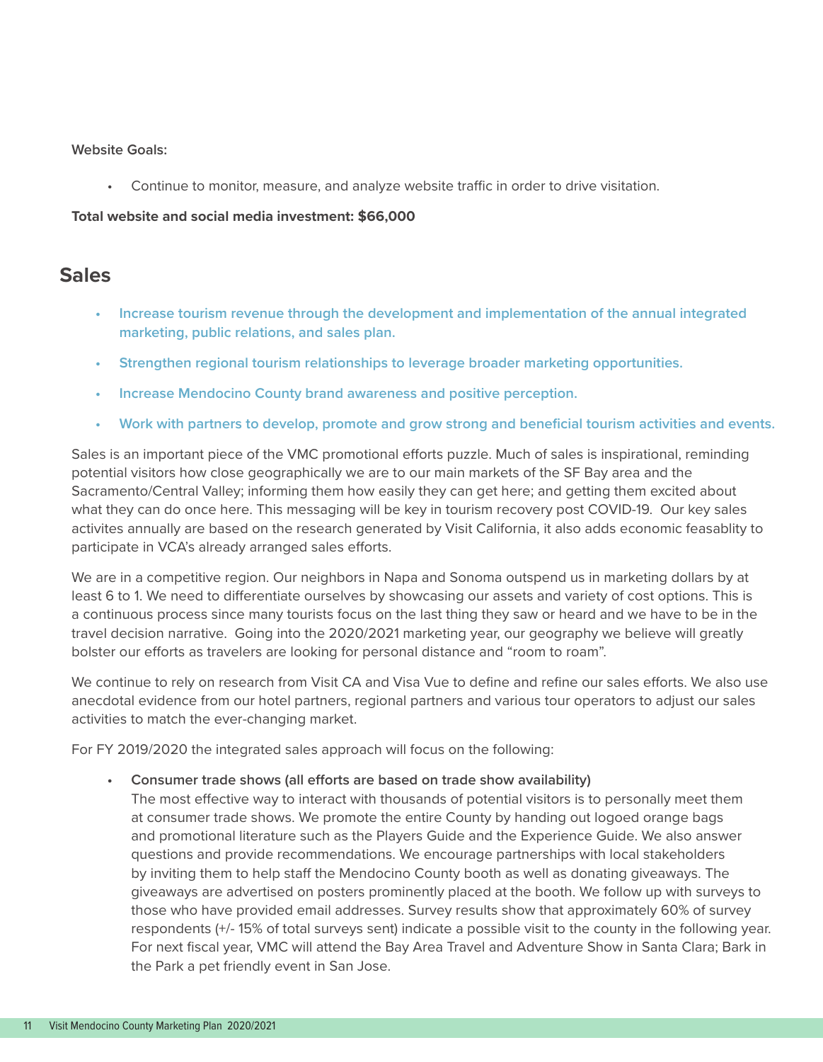**Website Goals:**

- Continue to monitor, measure, and analyze website traffic in order to drive visitation.

**Total website and social media investment: $66,000**

## Sales

- **Increase tourism revenue through the development and implementation of the annual integrated marketing, public relations, and sales plan.**
- **Strengthen regional tourism relationships to leverage broader marketing opportunities.**
- **Increase Mendocino County brand awareness and positive perception.**
- **Work with partners to develop, promote and grow strong and beneficial tourism activities and events.**

Sales is an important piece of the VMC promotional efforts puzzle. Much of sales is inspirational, reminding potential visitors how close geographically we are to our main markets of the SF Bay area and the Sacramento/Central Valley; informing them how easily they can get here; and getting them excited about what they can do once here. This messaging will be key in tourism recovery post COVID-19. Our key sales activites annually are based on the research generated by Visit California, it also adds economic feasablity to participate in VCA's already arranged sales efforts.

We are in a competitive region. Our neighbors in Napa and Sonoma outspend us in marketing dollars by at least 6 to 1. We need to differentiate ourselves by showcasing our assets and variety of cost options. This is a continuous process since many tourists focus on the last thing they saw or heard and we have to be in the travel decision narrative. Going into the 2020/2021 marketing year, our geography we believe will greatly bolster our efforts as travelers are looking for personal distance and "room to roam".

We continue to rely on research from Visit CA and Visa Vue to define and refine our sales efforts. We also use anecdotal evidence from our hotel partners, regional partners and various tour operators to adjust our sales activities to match the ever-changing market.

For FY 2019/2020 the integrated sales approach will focus on the following:

- **Consumer trade shows (all efforts are based on trade show availability)**
  The most effective way to interact with thousands of potential visitors is to personally meet them at consumer trade shows. We promote the entire County by handing out logoed orange bags and promotional literature such as the Players Guide and the Experience Guide. We also answer questions and provide recommendations. We encourage partnerships with local stakeholders by inviting them to help staff the Mendocino County booth as well as donating giveaways. The giveaways are advertised on posters prominently placed at the booth. We follow up with surveys to those who have provided email addresses. Survey results show that approximately 60% of survey respondents (+/- 15% of total surveys sent) indicate a possible visit to the county in the following year. For next fiscal year, VMC will attend the Bay Area Travel and Adventure Show in Santa Clara; Bark in the Park a pet friendly event in San Jose.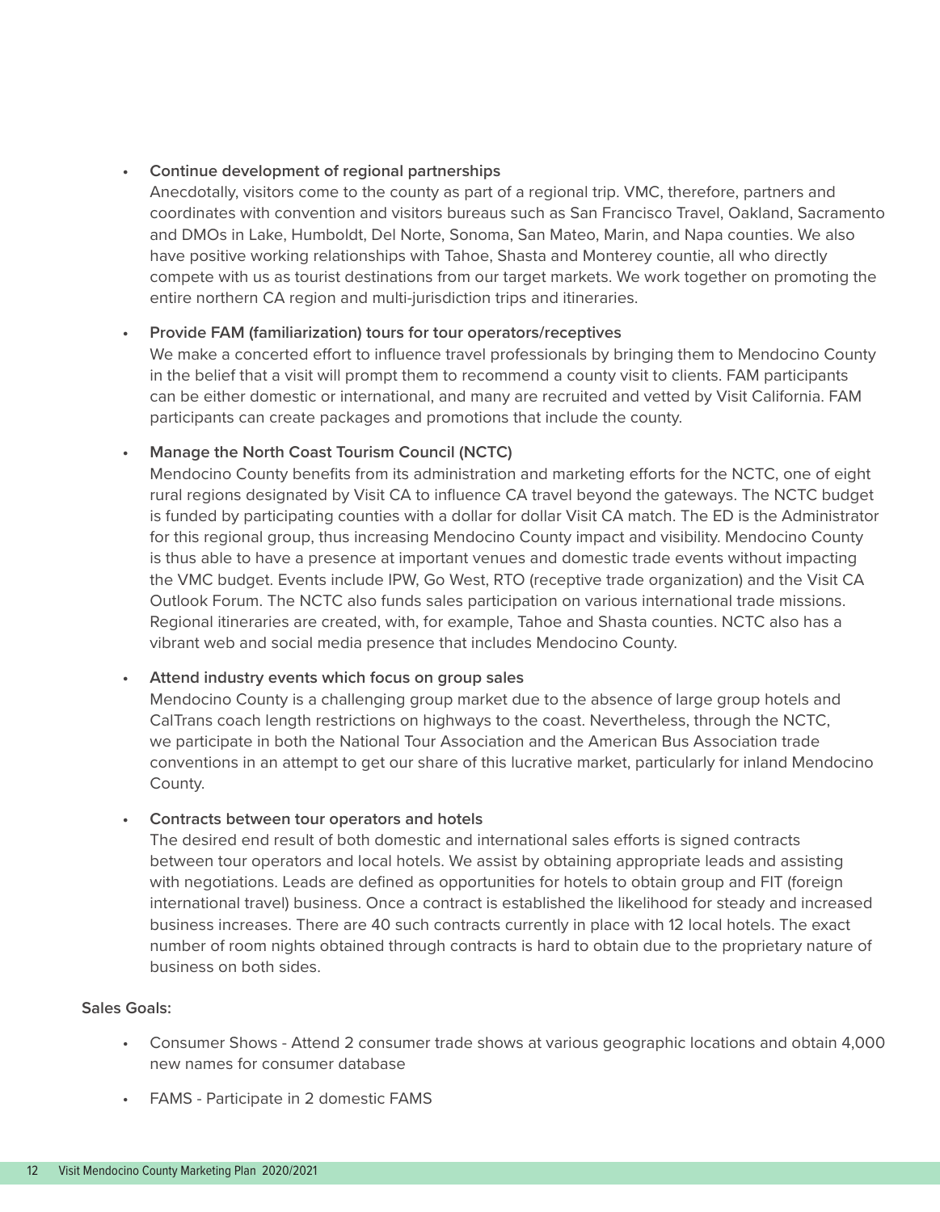- **Continue development of regional partnerships**
  Anecdotally, visitors come to the county as part of a regional trip. VMC, therefore, partners and coordinates with convention and visitors bureaus such as San Francisco Travel, Oakland, Sacramento and DMOs in Lake, Humboldt, Del Norte, Sonoma, San Mateo, Marin, and Napa counties. We also have positive working relationships with Tahoe, Shasta and Monterey countie, all who directly compete with us as tourist destinations from our target markets. We work together on promoting the entire northern CA region and multi-jurisdiction trips and itineraries.

- **Provide FAM (familiarization) tours for tour operators/receptives**
  We make a concerted effort to influence travel professionals by bringing them to Mendocino County in the belief that a visit will prompt them to recommend a county visit to clients. FAM participants can be either domestic or international, and many are recruited and vetted by Visit California. FAM participants can create packages and promotions that include the county.

- **Manage the North Coast Tourism Council (NCTC)**
  Mendocino County benefits from its administration and marketing efforts for the NCTC, one of eight rural regions designated by Visit CA to influence CA travel beyond the gateways. The NCTC budget is funded by participating counties with a dollar for dollar Visit CA match. The ED is the Administrator for this regional group, thus increasing Mendocino County impact and visibility. Mendocino County is thus able to have a presence at important venues and domestic trade events without impacting the VMC budget. Events include IPW, Go West, RTO (receptive trade organization) and the Visit CA Outlook Forum. The NCTC also funds sales participation on various international trade missions. Regional itineraries are created, with, for example, Tahoe and Shasta counties. NCTC also has a vibrant web and social media presence that includes Mendocino County.

- **Attend industry events which focus on group sales**
  Mendocino County is a challenging group market due to the absence of large group hotels and CalTrans coach length restrictions on highways to the coast. Nevertheless, through the NCTC, we participate in both the National Tour Association and the American Bus Association trade conventions in an attempt to get our share of this lucrative market, particularly for inland Mendocino County.

- **Contracts between tour operators and hotels**
  The desired end result of both domestic and international sales efforts is signed contracts between tour operators and local hotels. We assist by obtaining appropriate leads and assisting with negotiations. Leads are defined as opportunities for hotels to obtain group and FIT (foreign international travel) business. Once a contract is established the likelihood for steady and increased business increases. There are 40 such contracts currently in place with 12 local hotels. The exact number of room nights obtained through contracts is hard to obtain due to the proprietary nature of business on both sides.

**Sales Goals:**

- Consumer Shows - Attend 2 consumer trade shows at various geographic locations and obtain 4,000 new names for consumer database

- FAMS - Participate in 2 domestic FAMS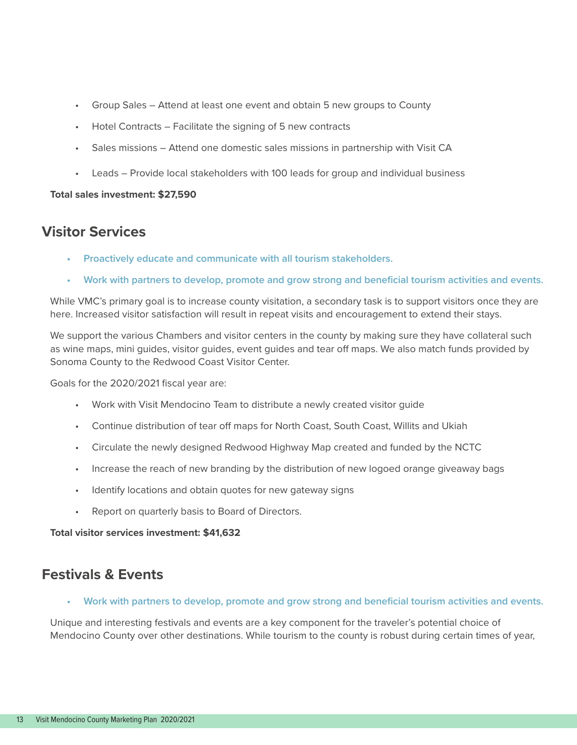- Group Sales – Attend at least one event and obtain 5 new groups to County
- Hotel Contracts – Facilitate the signing of 5 new contracts
- Sales missions – Attend one domestic sales missions in partnership with Visit CA
- Leads – Provide local stakeholders with 100 leads for group and individual business

**Total sales investment: $27,590**

## Visitor Services

- **Proactively educate and communicate with all tourism stakeholders.**
- **Work with partners to develop, promote and grow strong and beneficial tourism activities and events.**

While VMC's primary goal is to increase county visitation, a secondary task is to support visitors once they are here. Increased visitor satisfaction will result in repeat visits and encouragement to extend their stays.

We support the various Chambers and visitor centers in the county by making sure they have collateral such as wine maps, mini guides, visitor guides, event guides and tear off maps. We also match funds provided by Sonoma County to the Redwood Coast Visitor Center.

Goals for the 2020/2021 fiscal year are:

- Work with Visit Mendocino Team to distribute a newly created visitor guide
- Continue distribution of tear off maps for North Coast, South Coast, Willits and Ukiah
- Circulate the newly designed Redwood Highway Map created and funded by the NCTC
- Increase the reach of new branding by the distribution of new logoed orange giveaway bags
- Identify locations and obtain quotes for new gateway signs
- Report on quarterly basis to Board of Directors.

**Total visitor services investment: $41,632**

## Festivals & Events

- **Work with partners to develop, promote and grow strong and beneficial tourism activities and events.**

Unique and interesting festivals and events are a key component for the traveler's potential choice of Mendocino County over other destinations. While tourism to the county is robust during certain times of year,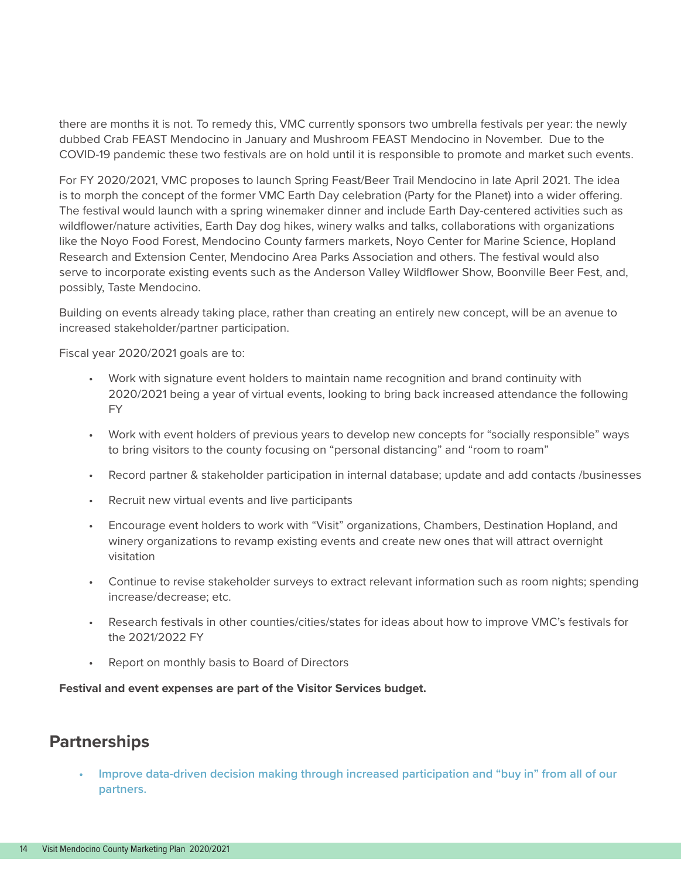there are months it is not. To remedy this, VMC currently sponsors two umbrella festivals per year: the newly dubbed Crab FEAST Mendocino in January and Mushroom FEAST Mendocino in November. Due to the COVID-19 pandemic these two festivals are on hold until it is responsible to promote and market such events.

For FY 2020/2021, VMC proposes to launch Spring Feast/Beer Trail Mendocino in late April 2021. The idea is to morph the concept of the former VMC Earth Day celebration (Party for the Planet) into a wider offering. The festival would launch with a spring winemaker dinner and include Earth Day-centered activities such as wildflower/nature activities, Earth Day dog hikes, winery walks and talks, collaborations with organizations like the Noyo Food Forest, Mendocino County farmers markets, Noyo Center for Marine Science, Hopland Research and Extension Center, Mendocino Area Parks Association and others. The festival would also serve to incorporate existing events such as the Anderson Valley Wildflower Show, Boonville Beer Fest, and, possibly, Taste Mendocino.

Building on events already taking place, rather than creating an entirely new concept, will be an avenue to increased stakeholder/partner participation.

Fiscal year 2020/2021 goals are to:

- Work with signature event holders to maintain name recognition and brand continuity with 2020/2021 being a year of virtual events, looking to bring back increased attendance the following FY
- Work with event holders of previous years to develop new concepts for "socially responsible" ways to bring visitors to the county focusing on "personal distancing" and "room to roam"
- Record partner & stakeholder participation in internal database; update and add contacts /businesses
- Recruit new virtual events and live participants
- Encourage event holders to work with "Visit" organizations, Chambers, Destination Hopland, and winery organizations to revamp existing events and create new ones that will attract overnight visitation
- Continue to revise stakeholder surveys to extract relevant information such as room nights; spending increase/decrease; etc.
- Research festivals in other counties/cities/states for ideas about how to improve VMC's festivals for the 2021/2022 FY
- Report on monthly basis to Board of Directors

**Festival and event expenses are part of the Visitor Services budget.**

## Partnerships

- **Improve data-driven decision making through increased participation and "buy in" from all of our partners.**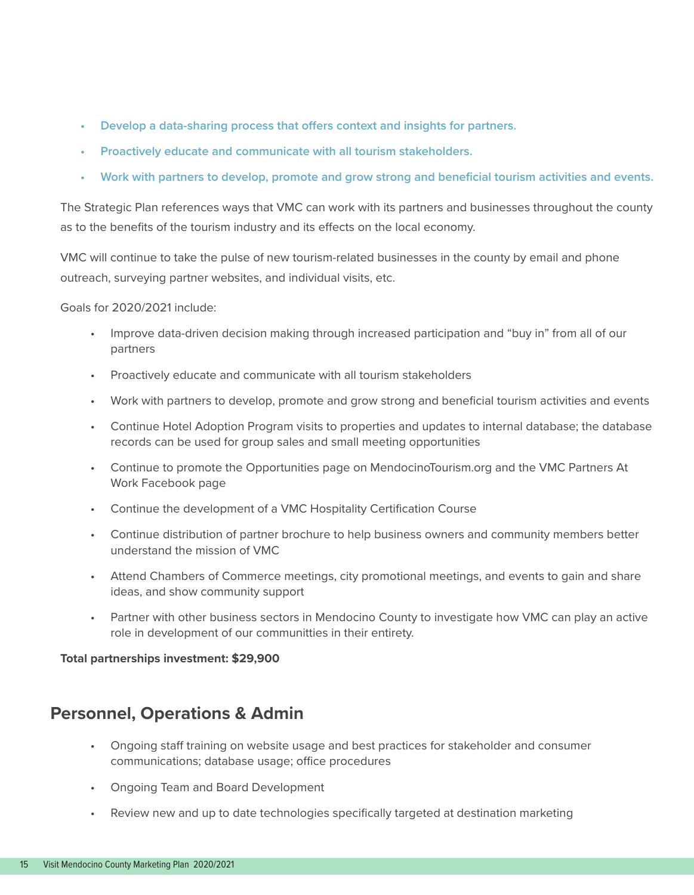- **Develop a data-sharing process that offers context and insights for partners.**
- **Proactively educate and communicate with all tourism stakeholders.**
- **Work with partners to develop, promote and grow strong and beneficial tourism activities and events.**

The Strategic Plan references ways that VMC can work with its partners and businesses throughout the county as to the benefits of the tourism industry and its effects on the local economy.

VMC will continue to take the pulse of new tourism-related businesses in the county by email and phone outreach, surveying partner websites, and individual visits, etc.

Goals for 2020/2021 include:

- Improve data-driven decision making through increased participation and "buy in" from all of our partners
- Proactively educate and communicate with all tourism stakeholders
- Work with partners to develop, promote and grow strong and beneficial tourism activities and events
- Continue Hotel Adoption Program visits to properties and updates to internal database; the database records can be used for group sales and small meeting opportunities
- Continue to promote the Opportunities page on MendocinoTourism.org and the VMC Partners At Work Facebook page
- Continue the development of a VMC Hospitality Certification Course
- Continue distribution of partner brochure to help business owners and community members better understand the mission of VMC
- Attend Chambers of Commerce meetings, city promotional meetings, and events to gain and share ideas, and show community support
- Partner with other business sectors in Mendocino County to investigate how VMC can play an active role in development of our communitties in their entirety.

**Total partnerships investment: $29,900**

## Personnel, Operations & Admin

- Ongoing staff training on website usage and best practices for stakeholder and consumer communications; database usage; office procedures
- Ongoing Team and Board Development
- Review new and up to date technologies specifically targeted at destination marketing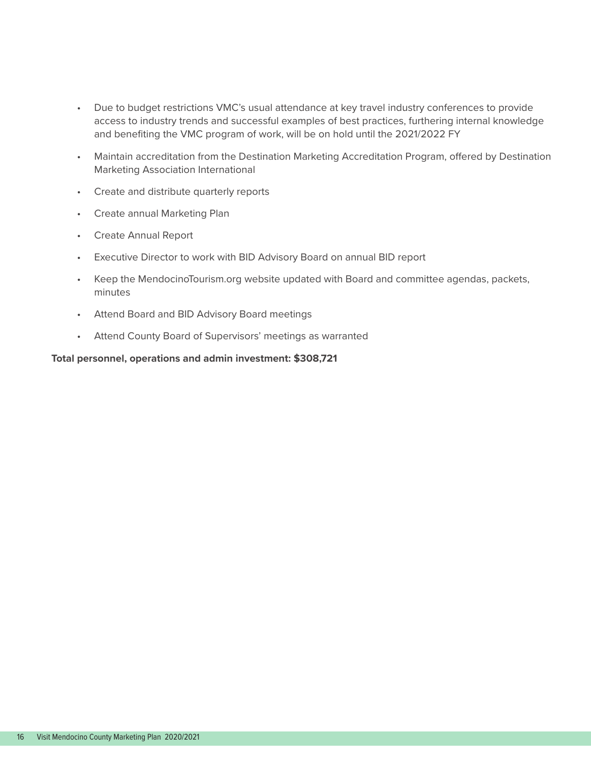- Due to budget restrictions VMC's usual attendance at key travel industry conferences to provide access to industry trends and successful examples of best practices, furthering internal knowledge and benefiting the VMC program of work, will be on hold until the 2021/2022 FY
- Maintain accreditation from the Destination Marketing Accreditation Program, offered by Destination Marketing Association International
- Create and distribute quarterly reports
- Create annual Marketing Plan
- Create Annual Report
- Executive Director to work with BID Advisory Board on annual BID report
- Keep the MendocinoTourism.org website updated with Board and committee agendas, packets, minutes
- Attend Board and BID Advisory Board meetings
- Attend County Board of Supervisors' meetings as warranted

**Total personnel, operations and admin investment: $308,721**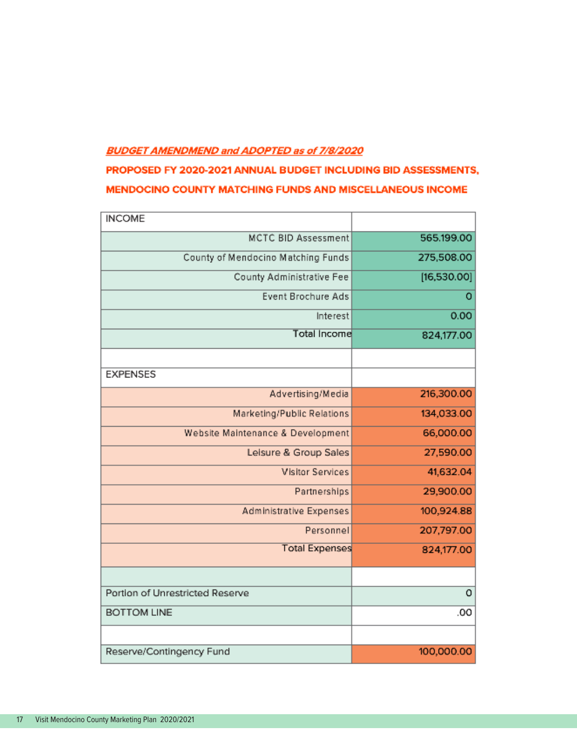***BUDGET AMENDMEND and ADOPTED as of 7/8/2020***

**PROPOSED FY 2020-2021 ANNUAL BUDGET INCLUDING BID ASSESSMENTS, MENDOCINO COUNTY MATCHING FUNDS AND MISCELLANEOUS INCOME**

| INCOME | |
|---|---|
| MCTC BID Assessment | 565.199.00 |
| County of Mendocino Matching Funds | 275,508.00 |
| County Administrative Fee | [16,530.00] |
| Event Brochure Ads | 0 |
| Interest | 0.00 |
| Total Income | 824,177.00 |
| | |
| EXPENSES | |
| Advertising/Media | 216,300.00 |
| Marketing/Public Relations | 134,033.00 |
| Website Maintenance & Development | 66,000.00 |
| Leisure & Group Sales | 27,590.00 |
| Visitor Services | 41,632.04 |
| Partnerships | 29,900.00 |
| Administrative Expenses | 100,924.88 |
| Personnel | 207,797.00 |
| Total Expenses | 824,177.00 |
| | |
| Portion of Unrestricted Reserve | 0 |
| BOTTOM LINE | .00 |
| | |
| Reserve/Contingency Fund | 100,000.00 |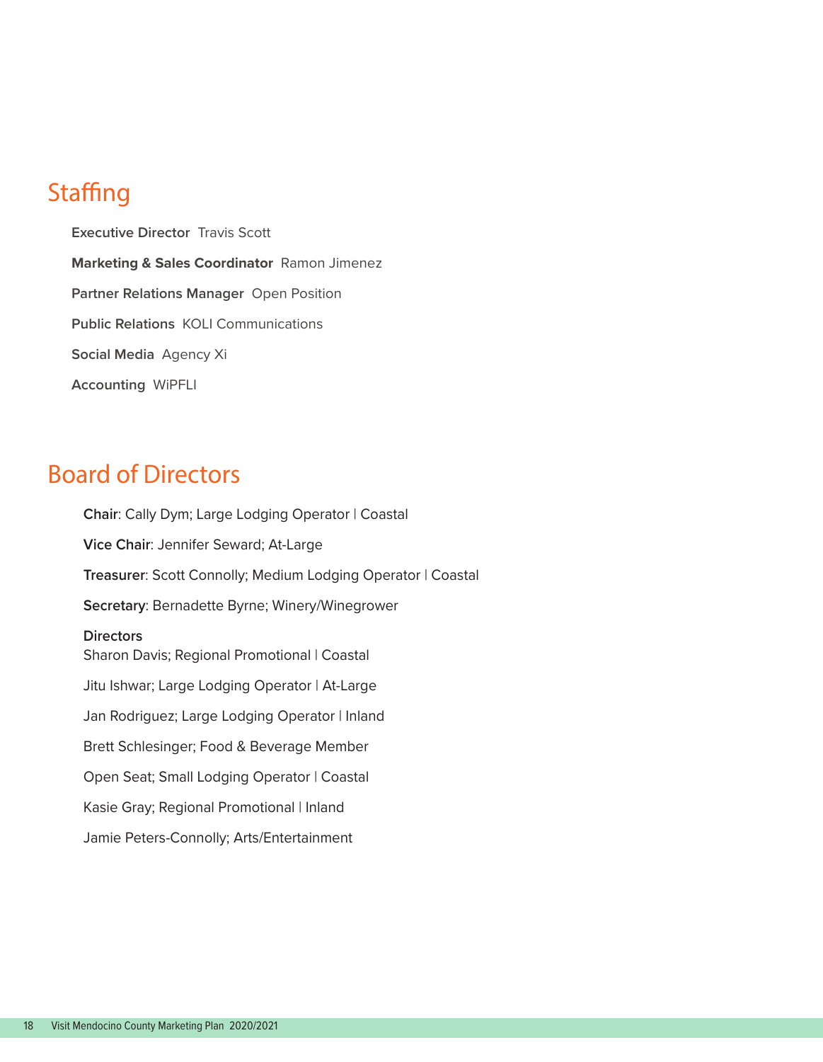## Staffing

**Executive Director** Travis Scott

**Marketing & Sales Coordinator** Ramon Jimenez

**Partner Relations Manager** Open Position

**Public Relations** KOLI Communications

**Social Media** Agency Xi

**Accounting** WiPFLI

## Board of Directors

**Chair**: Cally Dym; Large Lodging Operator | Coastal

**Vice Chair**: Jennifer Seward; At-Large

**Treasurer**: Scott Connolly; Medium Lodging Operator | Coastal

**Secretary**: Bernadette Byrne; Winery/Winegrower

**Directors**

Sharon Davis; Regional Promotional | Coastal

Jitu Ishwar; Large Lodging Operator | At-Large

Jan Rodriguez; Large Lodging Operator | Inland

Brett Schlesinger; Food & Beverage Member

Open Seat; Small Lodging Operator | Coastal

Kasie Gray; Regional Promotional | Inland

Jamie Peters-Connolly; Arts/Entertainment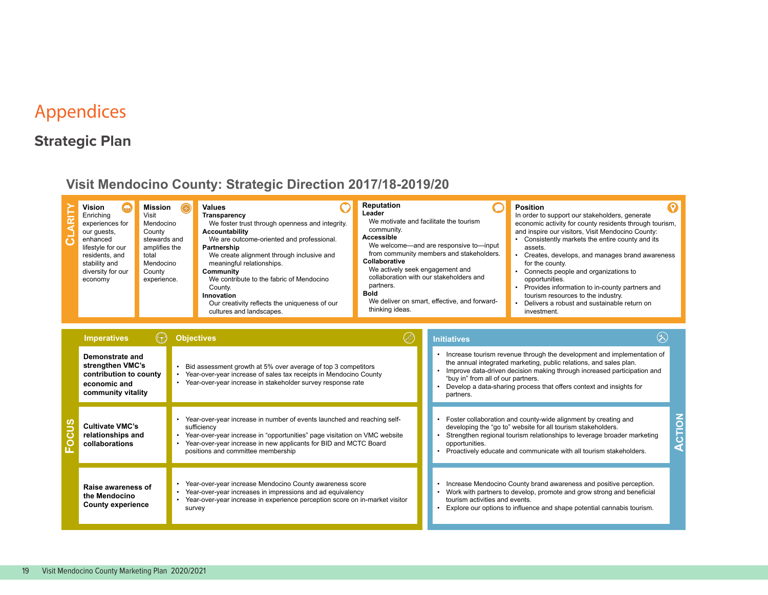# Appendices

## Strategic Plan

### Visit Mendocino County: Strategic Direction 2017/18-2019/20

**CLARITY**

**Vision**
Enriching experiences for our guests, enhanced lifestyle for our residents, and stability and diversity for our economy

**Mission**
Visit Mendocino County stewards and amplifies the total Mendocino County experience.

**Values**

**Transparency**
We foster trust through openness and integrity.

**Accountability**
We are outcome-oriented and professional.

**Partnership**
We create alignment through inclusive and meaningful relationships.

**Community**
We contribute to the fabric of Mendocino County.

**Innovation**
Our creativity reflects the uniqueness of our cultures and landscapes.

**Reputation**

**Leader**
We motivate and facilitate the tourism community.

**Accessible**
We welcome—and are responsive to—input from community members and stakeholders.

**Collaborative**
We actively seek engagement and collaboration with our stakeholders and partners.

**Bold**
We deliver on smart, effective, and forward-thinking ideas.

**Position**
In order to support our stakeholders, generate economic activity for county residents through tourism, and inspire our visitors, Visit Mendocino County:

- Consistently markets the entire county and its assets.
- Creates, develops, and manages brand awareness for the county.
- Connects people and organizations to opportunities.
- Provides information to in-county partners and tourism resources to the industry.
- Delivers a robust and sustainable return on investment.

**FOCUS / ACTION**

| Imperatives | Objectives | Initiatives |
|---|---|---|
| **Demonstrate and strengthen VMC's contribution to county economic and community vitality** | • Bid assessment growth at 5% over average of top 3 competitors<br>• Year-over-year increase of sales tax receipts in Mendocino County<br>• Year-over-year increase in stakeholder survey response rate | • Increase tourism revenue through the development and implementation of the annual integrated marketing, public relations, and sales plan.<br>• Improve data-driven decision making through increased participation and "buy in" from all of our partners.<br>• Develop a data-sharing process that offers context and insights for partners. |
| **Cultivate VMC's relationships and collaborations** | • Year-over-year increase in number of events launched and reaching self-sufficiency<br>• Year-over-year increase in "opportunities" page visitation on VMC website<br>• Year-over-year increase in new applicants for BID and MCTC Board positions and committee membership | • Foster collaboration and county-wide alignment by creating and developing the "go to" website for all tourism stakeholders.<br>• Strengthen regional tourism relationships to leverage broader marketing opportunities.<br>• Proactively educate and communicate with all tourism stakeholders. |
| **Raise awareness of the Mendocino County experience** | • Year-over-year increase Mendocino County awareness score<br>• Year-over-year increases in impressions and ad equivalency<br>• Year-over-year increase in experience perception score on in-market visitor survey | • Increase Mendocino County brand awareness and positive perception.<br>• Work with partners to develop, promote and grow strong and beneficial tourism activities and events.<br>• Explore our options to influence and shape potential cannabis tourism. |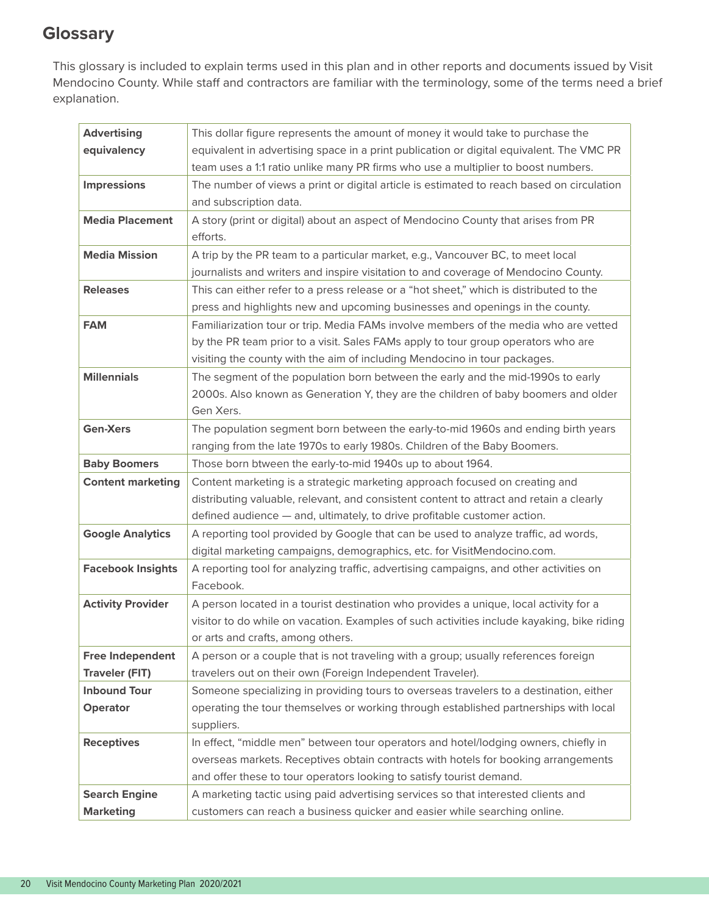## Glossary

This glossary is included to explain terms used in this plan and in other reports and documents issued by Visit Mendocino County. While staff and contractors are familiar with the terminology, some of the terms need a brief explanation.

| | |
|---|---|
| **Advertising equivalency** | This dollar figure represents the amount of money it would take to purchase the equivalent in advertising space in a print publication or digital equivalent. The VMC PR team uses a 1:1 ratio unlike many PR firms who use a multiplier to boost numbers. |
| **Impressions** | The number of views a print or digital article is estimated to reach based on circulation and subscription data. |
| **Media Placement** | A story (print or digital) about an aspect of Mendocino County that arises from PR efforts. |
| **Media Mission** | A trip by the PR team to a particular market, e.g., Vancouver BC, to meet local journalists and writers and inspire visitation to and coverage of Mendocino County. |
| **Releases** | This can either refer to a press release or a "hot sheet," which is distributed to the press and highlights new and upcoming businesses and openings in the county. |
| **FAM** | Familiarization tour or trip. Media FAMs involve members of the media who are vetted by the PR team prior to a visit. Sales FAMs apply to tour group operators who are visiting the county with the aim of including Mendocino in tour packages. |
| **Millennials** | The segment of the population born between the early and the mid-1990s to early 2000s. Also known as Generation Y, they are the children of baby boomers and older Gen Xers. |
| **Gen-Xers** | The population segment born between the early-to-mid 1960s and ending birth years ranging from the late 1970s to early 1980s. Children of the Baby Boomers. |
| **Baby Boomers** | Those born btween the early-to-mid 1940s up to about 1964. |
| **Content marketing** | Content marketing is a strategic marketing approach focused on creating and distributing valuable, relevant, and consistent content to attract and retain a clearly defined audience — and, ultimately, to drive profitable customer action. |
| **Google Analytics** | A reporting tool provided by Google that can be used to analyze traffic, ad words, digital marketing campaigns, demographics, etc. for VisitMendocino.com. |
| **Facebook Insights** | A reporting tool for analyzing traffic, advertising campaigns, and other activities on Facebook. |
| **Activity Provider** | A person located in a tourist destination who provides a unique, local activity for a visitor to do while on vacation. Examples of such activities include kayaking, bike riding or arts and crafts, among others. |
| **Free Independent Traveler (FIT)** | A person or a couple that is not traveling with a group; usually references foreign travelers out on their own (Foreign Independent Traveler). |
| **Inbound Tour Operator** | Someone specializing in providing tours to overseas travelers to a destination, either operating the tour themselves or working through established partnerships with local suppliers. |
| **Receptives** | In effect, "middle men" between tour operators and hotel/lodging owners, chiefly in overseas markets. Receptives obtain contracts with hotels for booking arrangements and offer these to tour operators looking to satisfy tourist demand. |
| **Search Engine Marketing** | A marketing tactic using paid advertising services so that interested clients and customers can reach a business quicker and easier while searching online. |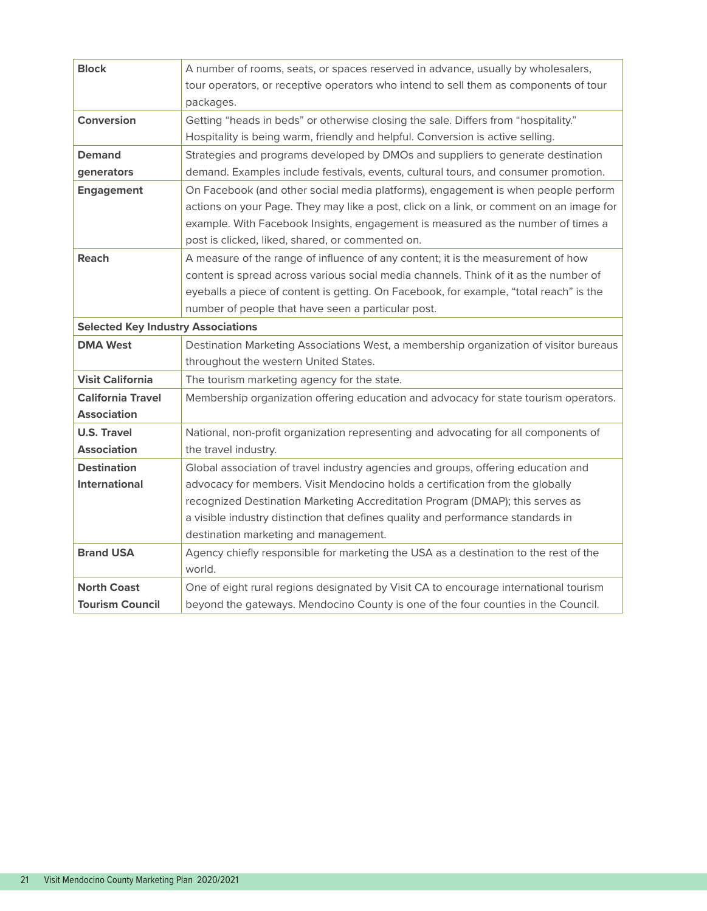| | |
|---|---|
| **Block** | A number of rooms, seats, or spaces reserved in advance, usually by wholesalers, tour operators, or receptive operators who intend to sell them as components of tour packages. |
| **Conversion** | Getting "heads in beds" or otherwise closing the sale. Differs from "hospitality." Hospitality is being warm, friendly and helpful. Conversion is active selling. |
| **Demand generators** | Strategies and programs developed by DMOs and suppliers to generate destination demand. Examples include festivals, events, cultural tours, and consumer promotion. |
| **Engagement** | On Facebook (and other social media platforms), engagement is when people perform actions on your Page. They may like a post, click on a link, or comment on an image for example. With Facebook Insights, engagement is measured as the number of times a post is clicked, liked, shared, or commented on. |
| **Reach** | A measure of the range of influence of any content; it is the measurement of how content is spread across various social media channels. Think of it as the number of eyeballs a piece of content is getting. On Facebook, for example, "total reach" is the number of people that have seen a particular post. |
| **Selected Key Industry Associations** | |
| **DMA West** | Destination Marketing Associations West, a membership organization of visitor bureaus throughout the western United States. |
| **Visit California** | The tourism marketing agency for the state. |
| **California Travel Association** | Membership organization offering education and advocacy for state tourism operators. |
| **U.S. Travel Association** | National, non-profit organization representing and advocating for all components of the travel industry. |
| **Destination International** | Global association of travel industry agencies and groups, offering education and advocacy for members. Visit Mendocino holds a certification from the globally recognized Destination Marketing Accreditation Program (DMAP); this serves as a visible industry distinction that defines quality and performance standards in destination marketing and management. |
| **Brand USA** | Agency chiefly responsible for marketing the USA as a destination to the rest of the world. |
| **North Coast Tourism Council** | One of eight rural regions designated by Visit CA to encourage international tourism beyond the gateways. Mendocino County is one of the four counties in the Council. |